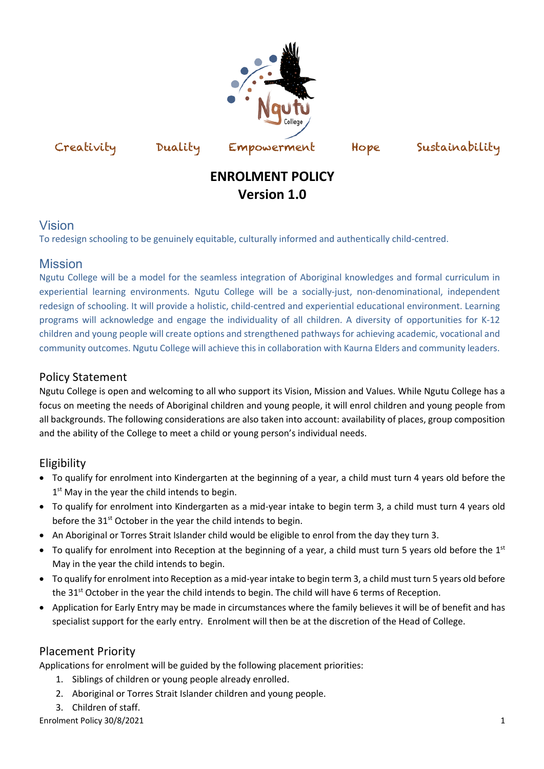Ngutu College

Creativity Duality Empowerment Hope Sustainability

# ENROLMENT POLICY
# Version 1.0

## Vision

To redesign schooling to be genuinely equitable, culturally informed and authentically child-centred.

## Mission

Ngutu College will be a model for the seamless integration of Aboriginal knowledges and formal curriculum in experiential learning environments. Ngutu College will be a socially-just, non-denominational, independent redesign of schooling. It will provide a holistic, child-centred and experiential educational environment. Learning programs will acknowledge and engage the individuality of all children. A diversity of opportunities for K-12 children and young people will create options and strengthened pathways for achieving academic, vocational and community outcomes. Ngutu College will achieve this in collaboration with Kaurna Elders and community leaders.

## Policy Statement

Ngutu College is open and welcoming to all who support its Vision, Mission and Values. While Ngutu College has a focus on meeting the needs of Aboriginal children and young people, it will enrol children and young people from all backgrounds. The following considerations are also taken into account: availability of places, group composition and the ability of the College to meet a child or young person's individual needs.

## Eligibility

- To qualify for enrolment into Kindergarten at the beginning of a year, a child must turn 4 years old before the 1st May in the year the child intends to begin.
- To qualify for enrolment into Kindergarten as a mid-year intake to begin term 3, a child must turn 4 years old before the 31st October in the year the child intends to begin.
- An Aboriginal or Torres Strait Islander child would be eligible to enrol from the day they turn 3.
- To qualify for enrolment into Reception at the beginning of a year, a child must turn 5 years old before the 1st May in the year the child intends to begin.
- To qualify for enrolment into Reception as a mid-year intake to begin term 3, a child must turn 5 years old before the 31st October in the year the child intends to begin. The child will have 6 terms of Reception.
- Application for Early Entry may be made in circumstances where the family believes it will be of benefit and has specialist support for the early entry. Enrolment will then be at the discretion of the Head of College.

## Placement Priority

Applications for enrolment will be guided by the following placement priorities:

1. Siblings of children or young people already enrolled.
2. Aboriginal or Torres Strait Islander children and young people.
3. Children of staff.

Enrolment Policy 30/8/2021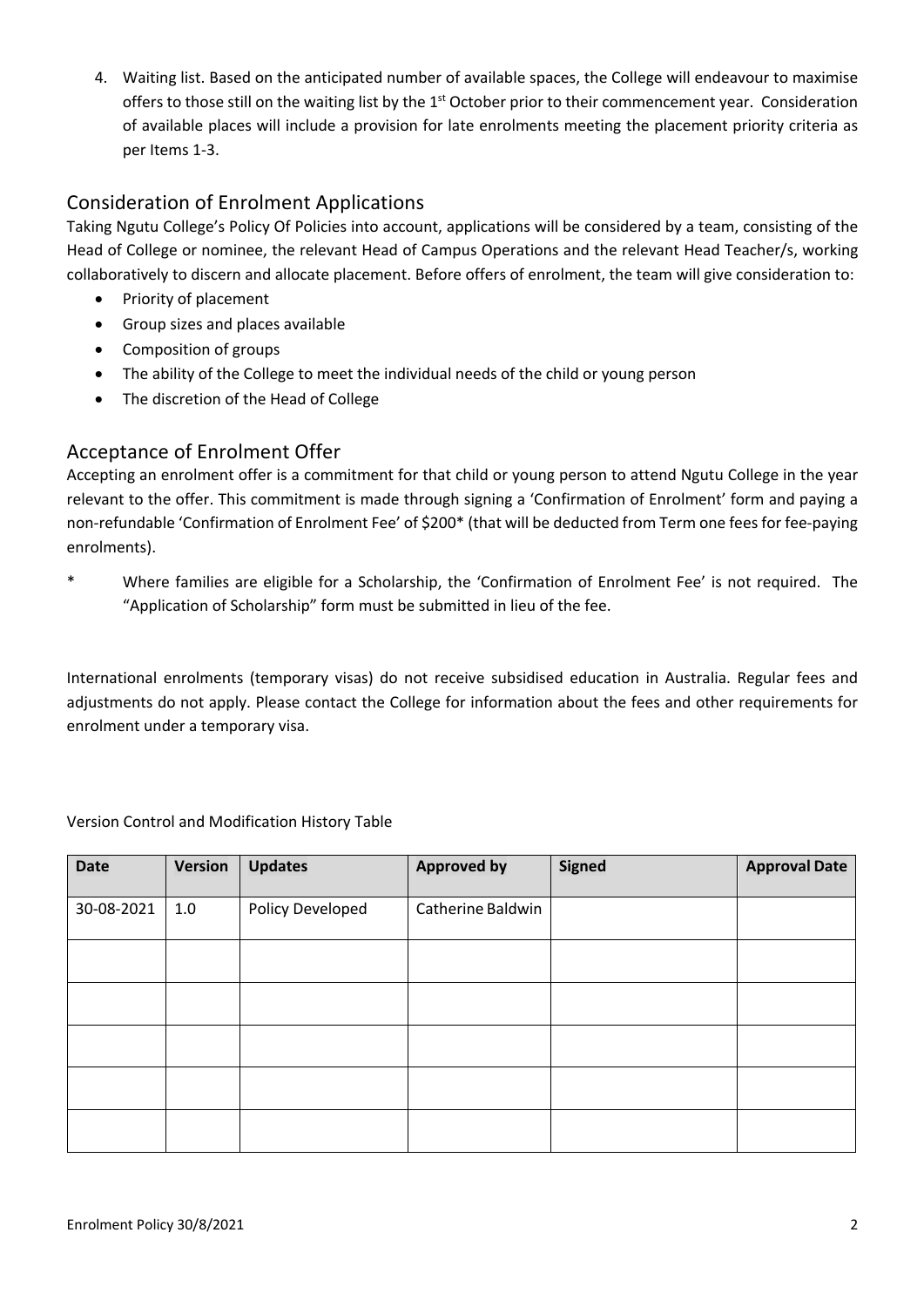4. Waiting list. Based on the anticipated number of available spaces, the College will endeavour to maximise offers to those still on the waiting list by the 1st October prior to their commencement year. Consideration of available places will include a provision for late enrolments meeting the placement priority criteria as per Items 1-3.

## Consideration of Enrolment Applications

Taking Ngutu College's Policy Of Policies into account, applications will be considered by a team, consisting of the Head of College or nominee, the relevant Head of Campus Operations and the relevant Head Teacher/s, working collaboratively to discern and allocate placement. Before offers of enrolment, the team will give consideration to:

- Priority of placement
- Group sizes and places available
- Composition of groups
- The ability of the College to meet the individual needs of the child or young person
- The discretion of the Head of College

## Acceptance of Enrolment Offer

Accepting an enrolment offer is a commitment for that child or young person to attend Ngutu College in the year relevant to the offer. This commitment is made through signing a 'Confirmation of Enrolment' form and paying a non-refundable 'Confirmation of Enrolment Fee' of $200* (that will be deducted from Term one fees for fee-paying enrolments).

\* Where families are eligible for a Scholarship, the 'Confirmation of Enrolment Fee' is not required. The "Application of Scholarship" form must be submitted in lieu of the fee.

International enrolments (temporary visas) do not receive subsidised education in Australia. Regular fees and adjustments do not apply. Please contact the College for information about the fees and other requirements for enrolment under a temporary visa.

Version Control and Modification History Table

| Date | Version | Updates | Approved by | Signed | Approval Date |
|---|---|---|---|---|---|
| 30-08-2021 | 1.0 | Policy Developed | Catherine Baldwin | | |
| | | | | | |
| | | | | | |
| | | | | | |
| | | | | | |
| | | | | | |